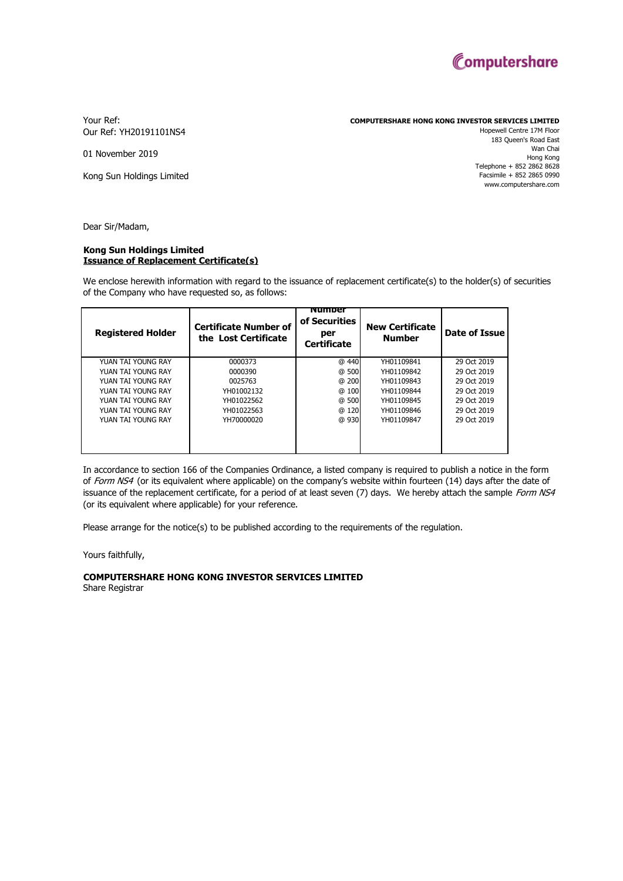Computershare

Your Ref:
Our Ref: YH20191101NS4

01 November 2019

Kong Sun Holdings Limited

**COMPUTERSHARE HONG KONG INVESTOR SERVICES LIMITED**
Hopewell Centre 17M Floor
183 Queen's Road East
Wan Chai
Hong Kong
Telephone + 852 2862 8628
Facsimile + 852 2865 0990
www.computershare.com

Dear Sir/Madam,

**Kong Sun Holdings Limited**
**<u>Issuance of Replacement Certificate(s)</u>**

We enclose herewith information with regard to the issuance of replacement certificate(s) to the holder(s) of securities of the Company who have requested so, as follows:

| Registered Holder | Certificate Number of the Lost Certificate | Number of Securities per Certificate | New Certificate Number | Date of Issue |
|---|---|---|---|---|
| YUAN TAI YOUNG RAY | 0000373 | @ 440 | YH01109841 | 29 Oct 2019 |
| YUAN TAI YOUNG RAY | 0000390 | @ 500 | YH01109842 | 29 Oct 2019 |
| YUAN TAI YOUNG RAY | 0025763 | @ 200 | YH01109843 | 29 Oct 2019 |
| YUAN TAI YOUNG RAY | YH01002132 | @ 100 | YH01109844 | 29 Oct 2019 |
| YUAN TAI YOUNG RAY | YH01022562 | @ 500 | YH01109845 | 29 Oct 2019 |
| YUAN TAI YOUNG RAY | YH01022563 | @ 120 | YH01109846 | 29 Oct 2019 |
| YUAN TAI YOUNG RAY | YH70000020 | @ 930 | YH01109847 | 29 Oct 2019 |

In accordance to section 166 of the Companies Ordinance, a listed company is required to publish a notice in the form of *Form NS4* (or its equivalent where applicable) on the company's website within fourteen (14) days after the date of issuance of the replacement certificate, for a period of at least seven (7) days. We hereby attach the sample *Form NS4* (or its equivalent where applicable) for your reference.

Please arrange for the notice(s) to be published according to the requirements of the regulation.

Yours faithfully,

**COMPUTERSHARE HONG KONG INVESTOR SERVICES LIMITED**
Share Registrar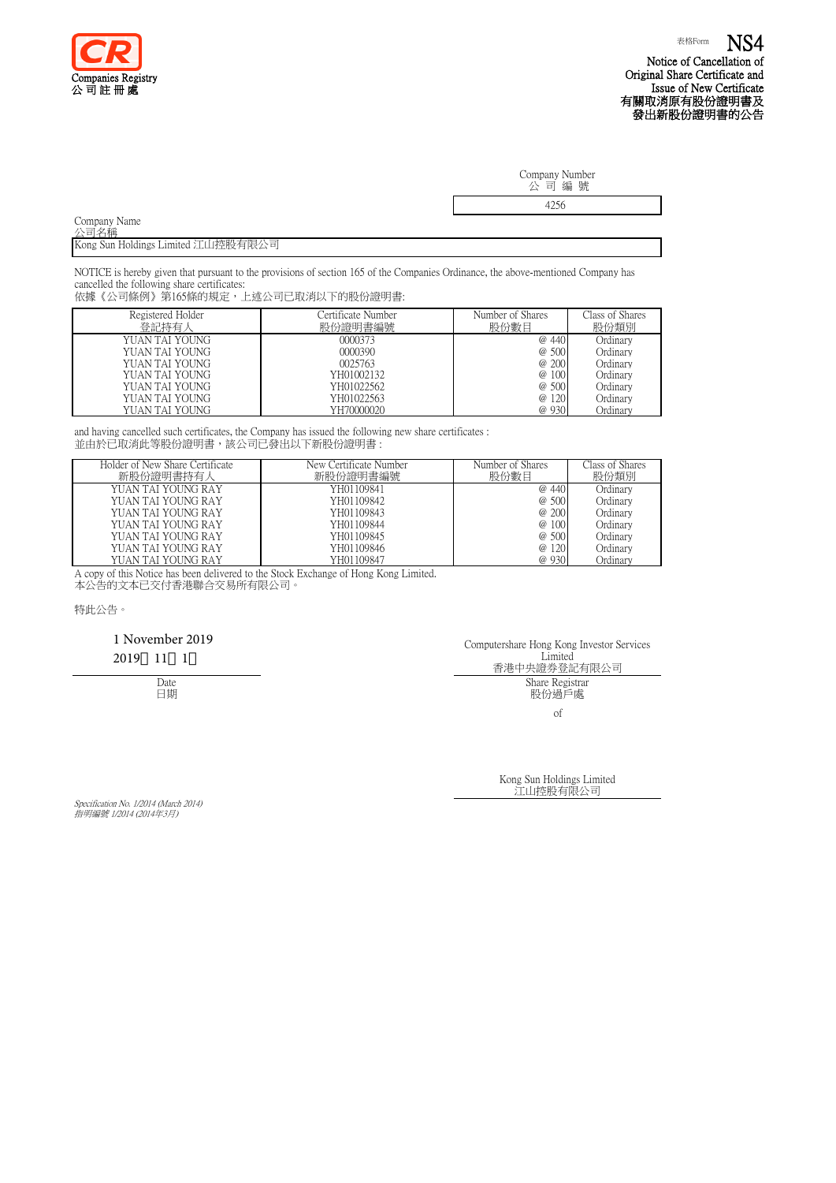Companies Registry
公司註冊處

表格Form **NS4**

**Notice of Cancellation of Original Share Certificate and Issue of New Certificate**
**有關取消原有股份證明書及發出新股份證明書的公告**

Company Number
公司編號

4256

Company Name
公司名稱

Kong Sun Holdings Limited 江山控股有限公司

NOTICE is hereby given that pursuant to the provisions of section 165 of the Companies Ordinance, the above-mentioned Company has cancelled the following share certificates:
依據《公司條例》第165條的規定，上述公司已取消以下的股份證明書:

| Registered Holder 登記持有人 | Certificate Number 股份證明書編號 | Number of Shares 股份數目 | Class of Shares 股份類別 |
|---|---|---|---|
| YUAN TAI YOUNG | 0000373 | @ 440 | Ordinary |
| YUAN TAI YOUNG | 0000390 | @ 500 | Ordinary |
| YUAN TAI YOUNG | 0025763 | @ 200 | Ordinary |
| YUAN TAI YOUNG | YH01002132 | @ 100 | Ordinary |
| YUAN TAI YOUNG | YH01022562 | @ 500 | Ordinary |
| YUAN TAI YOUNG | YH01022563 | @ 120 | Ordinary |
| YUAN TAI YOUNG | YH70000020 | @ 930 | Ordinary |

and having cancelled such certificates, the Company has issued the following new share certificates :
並由於已取消此等股份證明書，該公司已發出以下新股份證明書 :

| Holder of New Share Certificate 新股份證明書持有人 | New Certificate Number 新股份證明書編號 | Number of Shares 股份數目 | Class of Shares 股份類別 |
|---|---|---|---|
| YUAN TAI YOUNG RAY | YH01109841 | @ 440 | Ordinary |
| YUAN TAI YOUNG RAY | YH01109842 | @ 500 | Ordinary |
| YUAN TAI YOUNG RAY | YH01109843 | @ 200 | Ordinary |
| YUAN TAI YOUNG RAY | YH01109844 | @ 100 | Ordinary |
| YUAN TAI YOUNG RAY | YH01109845 | @ 500 | Ordinary |
| YUAN TAI YOUNG RAY | YH01109846 | @ 120 | Ordinary |
| YUAN TAI YOUNG RAY | YH01109847 | @ 930 | Ordinary |

A copy of this Notice has been delivered to the Stock Exchange of Hong Kong Limited.
本公告的文本已交付香港聯合交易所有限公司。

特此公告。

1 November 2019
2019年11月1日

Date
日期

Computershare Hong Kong Investor Services Limited
香港中央證券登記有限公司

Share Registrar
股份過戶處

of

Kong Sun Holdings Limited
江山控股有限公司

*Specification No. 1/2014 (March 2014)*
*指明編號 1/2014 (2014年3月)*